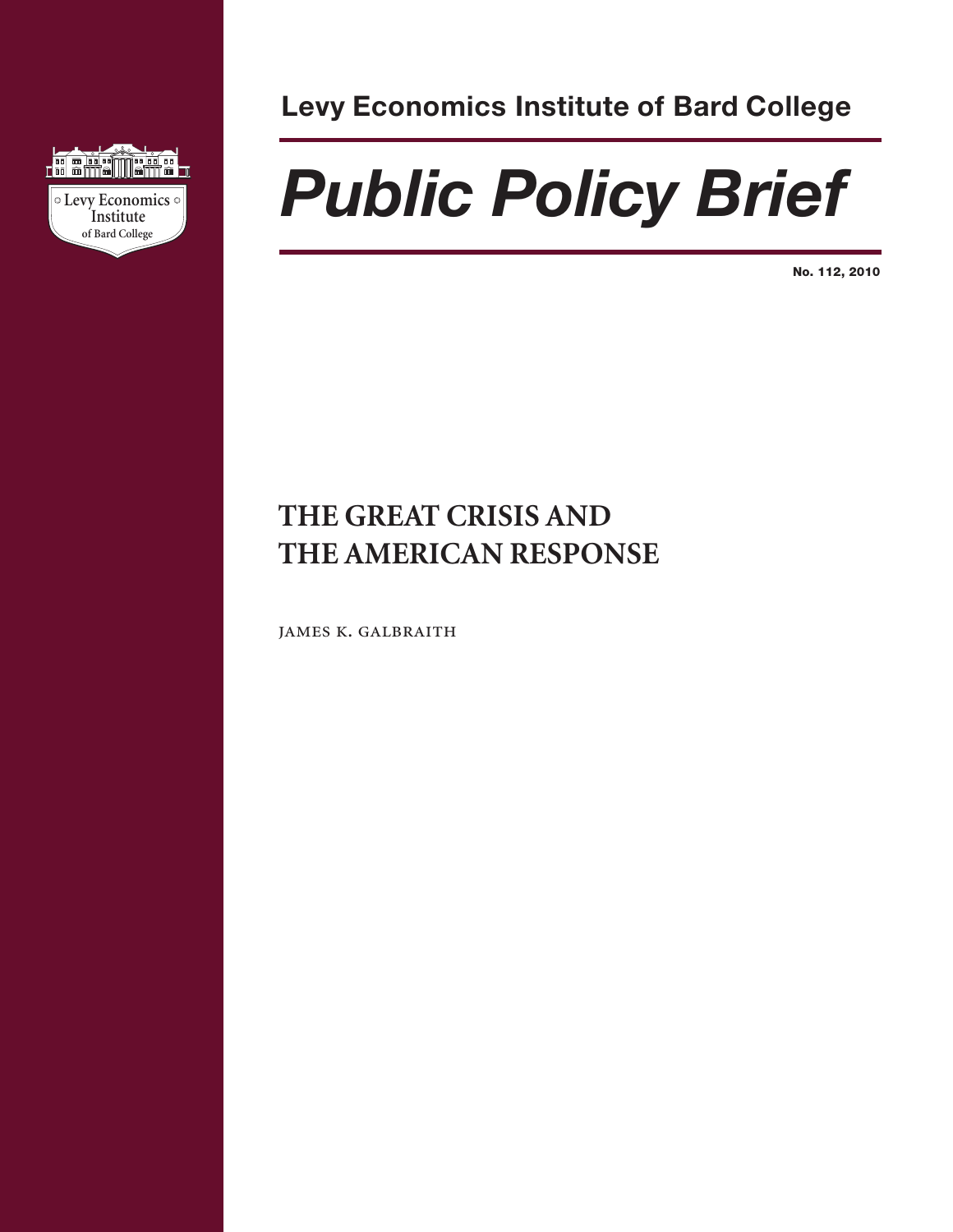Levy Economics Institute of Bard College

# *Public Policy Brief*

**No. 112, 2010**

## THE GREAT CRISIS AND THE AMERICAN RESPONSE

JAMES K. GALBRAITH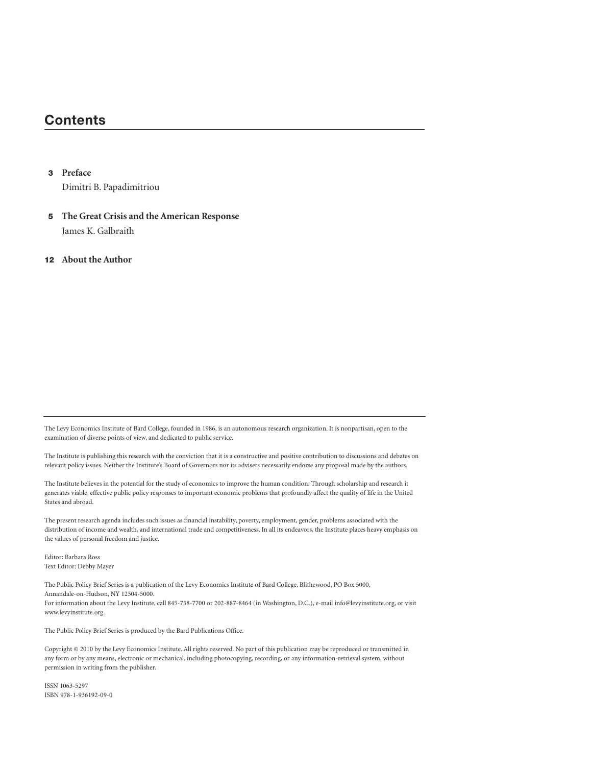# Contents

**3 Preface**
Dimitri B. Papadimitriou

**5 The Great Crisis and the American Response**
James K. Galbraith

**12 About the Author**

---

The Levy Economics Institute of Bard College, founded in 1986, is an autonomous research organization. It is nonpartisan, open to the examination of diverse points of view, and dedicated to public service.

The Institute is publishing this research with the conviction that it is a constructive and positive contribution to discussions and debates on relevant policy issues. Neither the Institute's Board of Governors nor its advisers necessarily endorse any proposal made by the authors.

The Institute believes in the potential for the study of economics to improve the human condition. Through scholarship and research it generates viable, effective public policy responses to important economic problems that profoundly affect the quality of life in the United States and abroad.

The present research agenda includes such issues as financial instability, poverty, employment, gender, problems associated with the distribution of income and wealth, and international trade and competitiveness. In all its endeavors, the Institute places heavy emphasis on the values of personal freedom and justice.

Editor: Barbara Ross
Text Editor: Debby Mayer

The Public Policy Brief Series is a publication of the Levy Economics Institute of Bard College, Blithewood, PO Box 5000, Annandale-on-Hudson, NY 12504-5000.
For information about the Levy Institute, call 845-758-7700 or 202-887-8464 (in Washington, D.C.), e-mail info@levyinstitute.org, or visit www.levyinstitute.org.

The Public Policy Brief Series is produced by the Bard Publications Office.

Copyright © 2010 by the Levy Economics Institute. All rights reserved. No part of this publication may be reproduced or transmitted in any form or by any means, electronic or mechanical, including photocopying, recording, or any information-retrieval system, without permission in writing from the publisher.

ISSN 1063-5297
ISBN 978-1-936192-09-0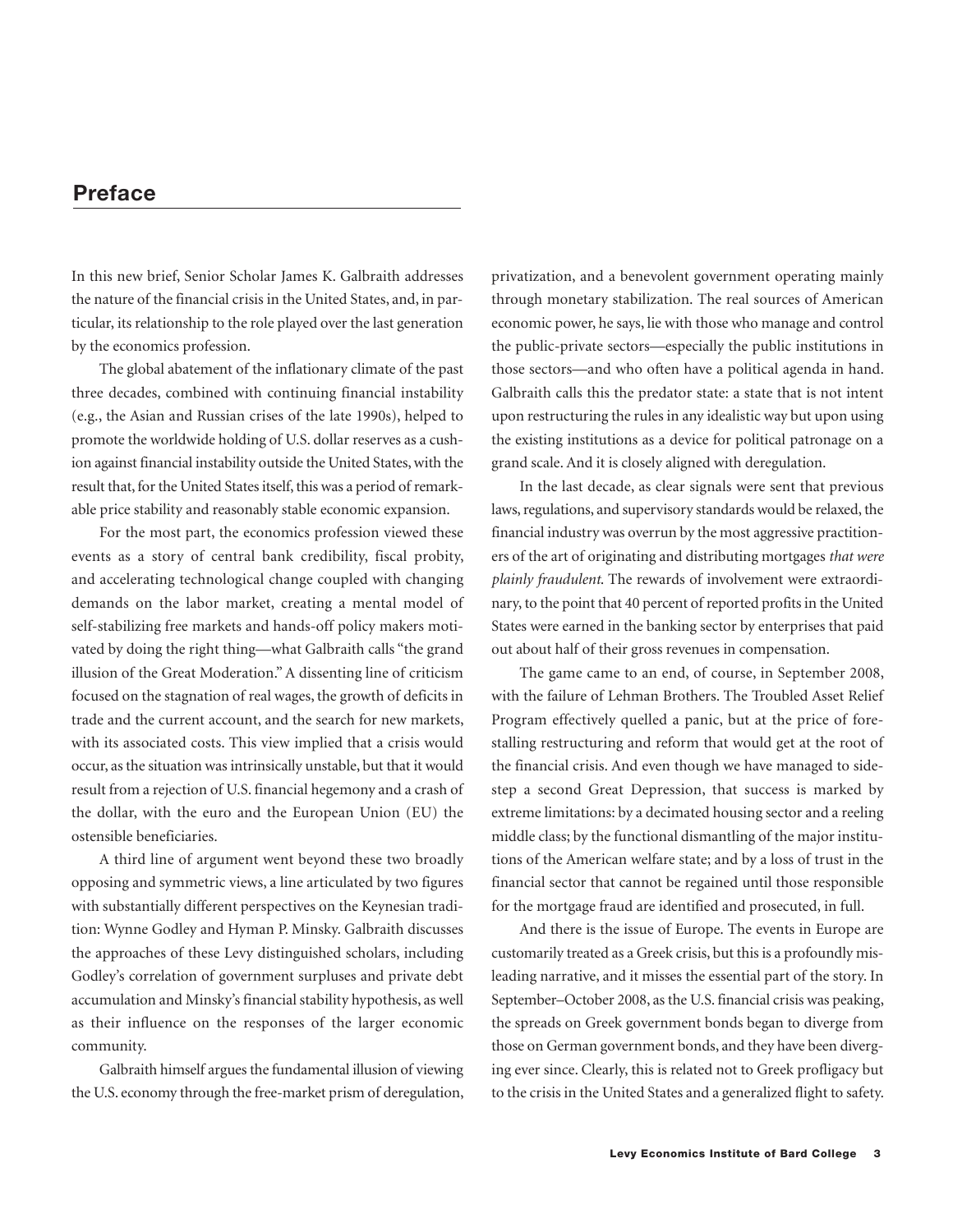## Preface

In this new brief, Senior Scholar James K. Galbraith addresses the nature of the financial crisis in the United States, and, in particular, its relationship to the role played over the last generation by the economics profession.

The global abatement of the inflationary climate of the past three decades, combined with continuing financial instability (e.g., the Asian and Russian crises of the late 1990s), helped to promote the worldwide holding of U.S. dollar reserves as a cushion against financial instability outside the United States, with the result that, for the United States itself, this was a period of remarkable price stability and reasonably stable economic expansion.

For the most part, the economics profession viewed these events as a story of central bank credibility, fiscal probity, and accelerating technological change coupled with changing demands on the labor market, creating a mental model of self-stabilizing free markets and hands-off policy makers motivated by doing the right thing—what Galbraith calls "the grand illusion of the Great Moderation." A dissenting line of criticism focused on the stagnation of real wages, the growth of deficits in trade and the current account, and the search for new markets, with its associated costs. This view implied that a crisis would occur, as the situation was intrinsically unstable, but that it would result from a rejection of U.S. financial hegemony and a crash of the dollar, with the euro and the European Union (EU) the ostensible beneficiaries.

A third line of argument went beyond these two broadly opposing and symmetric views, a line articulated by two figures with substantially different perspectives on the Keynesian tradition: Wynne Godley and Hyman P. Minsky. Galbraith discusses the approaches of these Levy distinguished scholars, including Godley's correlation of government surpluses and private debt accumulation and Minsky's financial stability hypothesis, as well as their influence on the responses of the larger economic community.

Galbraith himself argues the fundamental illusion of viewing the U.S. economy through the free-market prism of deregulation, privatization, and a benevolent government operating mainly through monetary stabilization. The real sources of American economic power, he says, lie with those who manage and control the public-private sectors—especially the public institutions in those sectors—and who often have a political agenda in hand. Galbraith calls this the predator state: a state that is not intent upon restructuring the rules in any idealistic way but upon using the existing institutions as a device for political patronage on a grand scale. And it is closely aligned with deregulation.

In the last decade, as clear signals were sent that previous laws, regulations, and supervisory standards would be relaxed, the financial industry was overrun by the most aggressive practitioners of the art of originating and distributing mortgages *that were plainly fraudulent*. The rewards of involvement were extraordinary, to the point that 40 percent of reported profits in the United States were earned in the banking sector by enterprises that paid out about half of their gross revenues in compensation.

The game came to an end, of course, in September 2008, with the failure of Lehman Brothers. The Troubled Asset Relief Program effectively quelled a panic, but at the price of forestalling restructuring and reform that would get at the root of the financial crisis. And even though we have managed to sidestep a second Great Depression, that success is marked by extreme limitations: by a decimated housing sector and a reeling middle class; by the functional dismantling of the major institutions of the American welfare state; and by a loss of trust in the financial sector that cannot be regained until those responsible for the mortgage fraud are identified and prosecuted, in full.

And there is the issue of Europe. The events in Europe are customarily treated as a Greek crisis, but this is a profoundly misleading narrative, and it misses the essential part of the story. In September–October 2008, as the U.S. financial crisis was peaking, the spreads on Greek government bonds began to diverge from those on German government bonds, and they have been diverging ever since. Clearly, this is related not to Greek profligacy but to the crisis in the United States and a generalized flight to safety.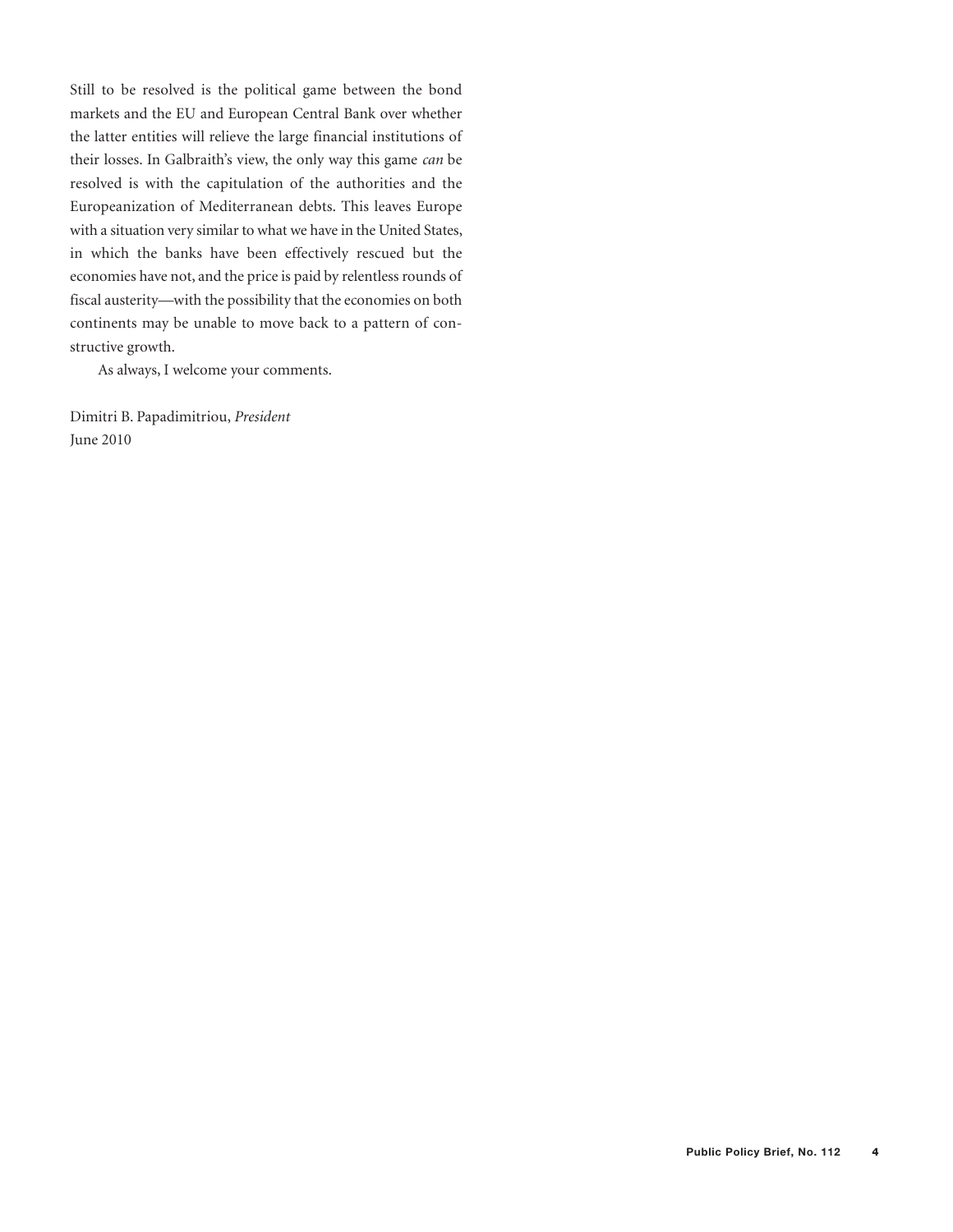Still to be resolved is the political game between the bond markets and the EU and European Central Bank over whether the latter entities will relieve the large financial institutions of their losses. In Galbraith's view, the only way this game *can* be resolved is with the capitulation of the authorities and the Europeanization of Mediterranean debts. This leaves Europe with a situation very similar to what we have in the United States, in which the banks have been effectively rescued but the economies have not, and the price is paid by relentless rounds of fiscal austerity—with the possibility that the economies on both continents may be unable to move back to a pattern of constructive growth.

As always, I welcome your comments.

Dimitri B. Papadimitriou, *President*
June 2010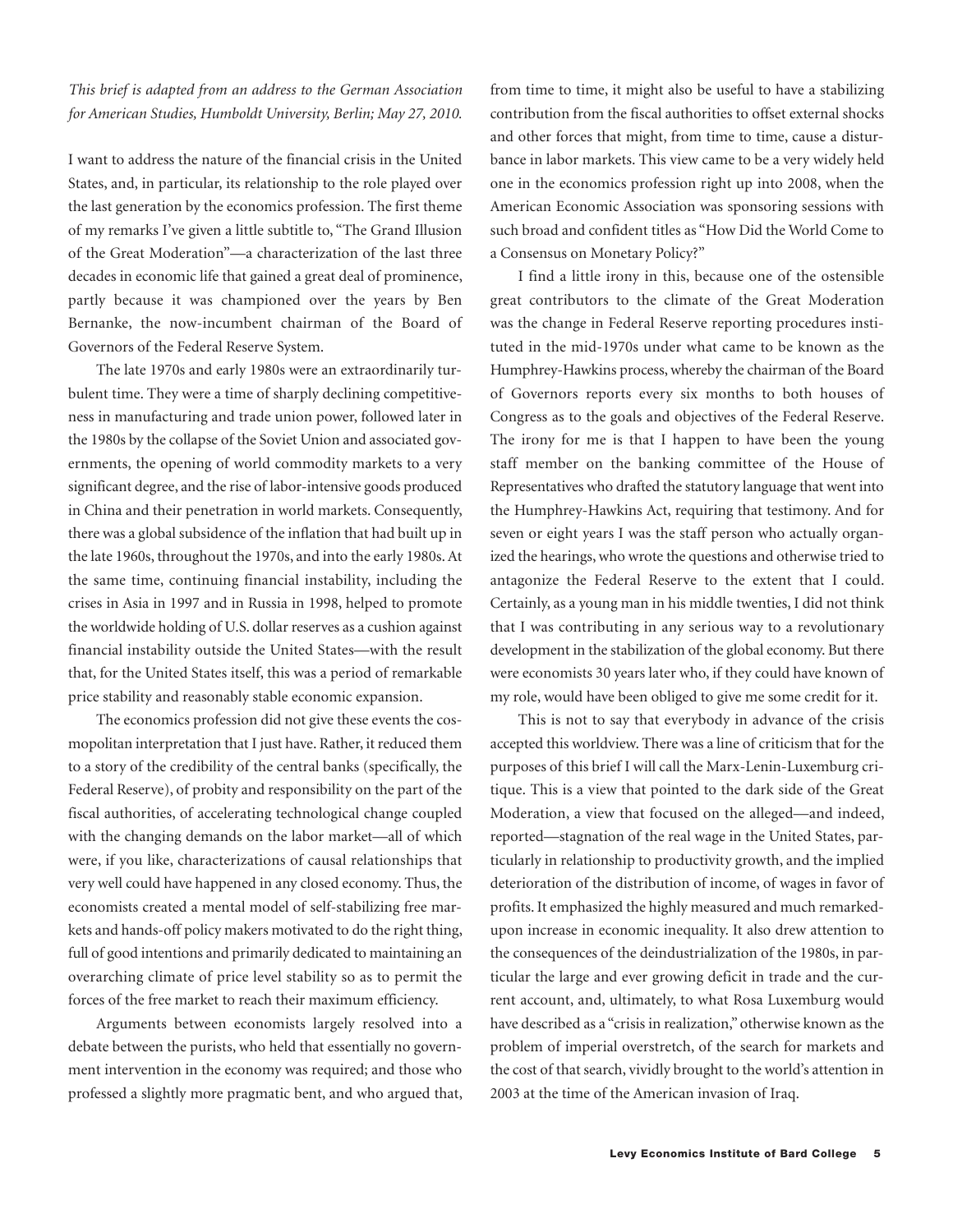*This brief is adapted from an address to the German Association for American Studies, Humboldt University, Berlin; May 27, 2010.*

I want to address the nature of the financial crisis in the United States, and, in particular, its relationship to the role played over the last generation by the economics profession. The first theme of my remarks I've given a little subtitle to, "The Grand Illusion of the Great Moderation"—a characterization of the last three decades in economic life that gained a great deal of prominence, partly because it was championed over the years by Ben Bernanke, the now-incumbent chairman of the Board of Governors of the Federal Reserve System.

The late 1970s and early 1980s were an extraordinarily turbulent time. They were a time of sharply declining competitiveness in manufacturing and trade union power, followed later in the 1980s by the collapse of the Soviet Union and associated governments, the opening of world commodity markets to a very significant degree, and the rise of labor-intensive goods produced in China and their penetration in world markets. Consequently, there was a global subsidence of the inflation that had built up in the late 1960s, throughout the 1970s, and into the early 1980s. At the same time, continuing financial instability, including the crises in Asia in 1997 and in Russia in 1998, helped to promote the worldwide holding of U.S. dollar reserves as a cushion against financial instability outside the United States—with the result that, for the United States itself, this was a period of remarkable price stability and reasonably stable economic expansion.

The economics profession did not give these events the cosmopolitan interpretation that I just have. Rather, it reduced them to a story of the credibility of the central banks (specifically, the Federal Reserve), of probity and responsibility on the part of the fiscal authorities, of accelerating technological change coupled with the changing demands on the labor market—all of which were, if you like, characterizations of causal relationships that very well could have happened in any closed economy. Thus, the economists created a mental model of self-stabilizing free markets and hands-off policy makers motivated to do the right thing, full of good intentions and primarily dedicated to maintaining an overarching climate of price level stability so as to permit the forces of the free market to reach their maximum efficiency.

Arguments between economists largely resolved into a debate between the purists, who held that essentially no government intervention in the economy was required; and those who professed a slightly more pragmatic bent, and who argued that, from time to time, it might also be useful to have a stabilizing contribution from the fiscal authorities to offset external shocks and other forces that might, from time to time, cause a disturbance in labor markets. This view came to be a very widely held one in the economics profession right up into 2008, when the American Economic Association was sponsoring sessions with such broad and confident titles as "How Did the World Come to a Consensus on Monetary Policy?"

I find a little irony in this, because one of the ostensible great contributors to the climate of the Great Moderation was the change in Federal Reserve reporting procedures instituted in the mid-1970s under what came to be known as the Humphrey-Hawkins process, whereby the chairman of the Board of Governors reports every six months to both houses of Congress as to the goals and objectives of the Federal Reserve. The irony for me is that I happen to have been the young staff member on the banking committee of the House of Representatives who drafted the statutory language that went into the Humphrey-Hawkins Act, requiring that testimony. And for seven or eight years I was the staff person who actually organized the hearings, who wrote the questions and otherwise tried to antagonize the Federal Reserve to the extent that I could. Certainly, as a young man in his middle twenties, I did not think that I was contributing in any serious way to a revolutionary development in the stabilization of the global economy. But there were economists 30 years later who, if they could have known of my role, would have been obliged to give me some credit for it.

This is not to say that everybody in advance of the crisis accepted this worldview. There was a line of criticism that for the purposes of this brief I will call the Marx-Lenin-Luxemburg critique. This is a view that pointed to the dark side of the Great Moderation, a view that focused on the alleged—and indeed, reported—stagnation of the real wage in the United States, particularly in relationship to productivity growth, and the implied deterioration of the distribution of income, of wages in favor of profits. It emphasized the highly measured and much remarked-upon increase in economic inequality. It also drew attention to the consequences of the deindustrialization of the 1980s, in particular the large and ever growing deficit in trade and the current account, and, ultimately, to what Rosa Luxemburg would have described as a "crisis in realization," otherwise known as the problem of imperial overstretch, of the search for markets and the cost of that search, vividly brought to the world's attention in 2003 at the time of the American invasion of Iraq.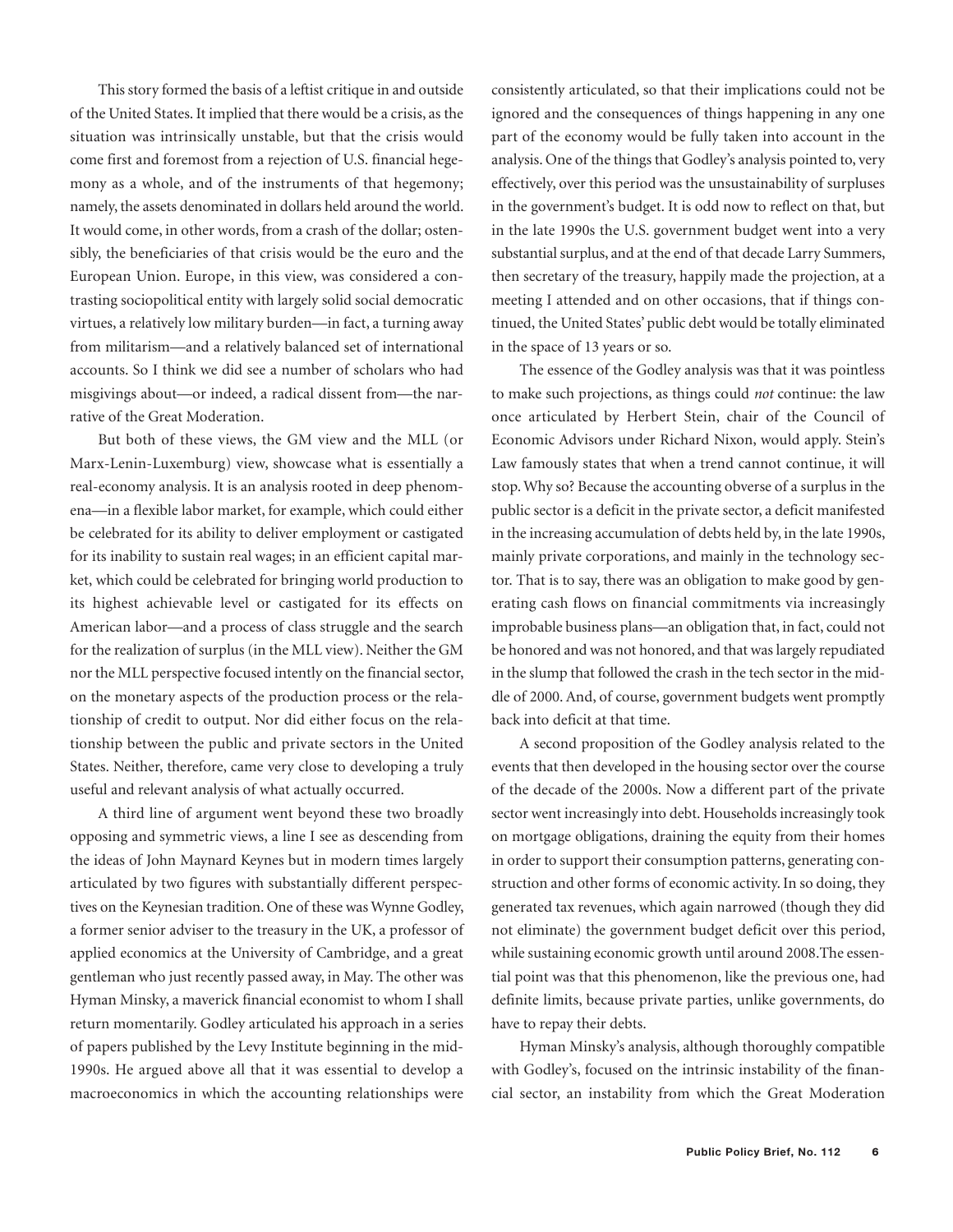This story formed the basis of a leftist critique in and outside of the United States. It implied that there would be a crisis, as the situation was intrinsically unstable, but that the crisis would come first and foremost from a rejection of U.S. financial hegemony as a whole, and of the instruments of that hegemony; namely, the assets denominated in dollars held around the world. It would come, in other words, from a crash of the dollar; ostensibly, the beneficiaries of that crisis would be the euro and the European Union. Europe, in this view, was considered a contrasting sociopolitical entity with largely solid social democratic virtues, a relatively low military burden—in fact, a turning away from militarism—and a relatively balanced set of international accounts. So I think we did see a number of scholars who had misgivings about—or indeed, a radical dissent from—the narrative of the Great Moderation.

But both of these views, the GM view and the MLL (or Marx-Lenin-Luxemburg) view, showcase what is essentially a real-economy analysis. It is an analysis rooted in deep phenomena—in a flexible labor market, for example, which could either be celebrated for its ability to deliver employment or castigated for its inability to sustain real wages; in an efficient capital market, which could be celebrated for bringing world production to its highest achievable level or castigated for its effects on American labor—and a process of class struggle and the search for the realization of surplus (in the MLL view). Neither the GM nor the MLL perspective focused intently on the financial sector, on the monetary aspects of the production process or the relationship of credit to output. Nor did either focus on the relationship between the public and private sectors in the United States. Neither, therefore, came very close to developing a truly useful and relevant analysis of what actually occurred.

A third line of argument went beyond these two broadly opposing and symmetric views, a line I see as descending from the ideas of John Maynard Keynes but in modern times largely articulated by two figures with substantially different perspectives on the Keynesian tradition. One of these was Wynne Godley, a former senior adviser to the treasury in the UK, a professor of applied economics at the University of Cambridge, and a great gentleman who just recently passed away, in May. The other was Hyman Minsky, a maverick financial economist to whom I shall return momentarily. Godley articulated his approach in a series of papers published by the Levy Institute beginning in the mid-1990s. He argued above all that it was essential to develop a macroeconomics in which the accounting relationships were consistently articulated, so that their implications could not be ignored and the consequences of things happening in any one part of the economy would be fully taken into account in the analysis. One of the things that Godley's analysis pointed to, very effectively, over this period was the unsustainability of surpluses in the government's budget. It is odd now to reflect on that, but in the late 1990s the U.S. government budget went into a very substantial surplus, and at the end of that decade Larry Summers, then secretary of the treasury, happily made the projection, at a meeting I attended and on other occasions, that if things continued, the United States' public debt would be totally eliminated in the space of 13 years or so.

The essence of the Godley analysis was that it was pointless to make such projections, as things could *not* continue: the law once articulated by Herbert Stein, chair of the Council of Economic Advisors under Richard Nixon, would apply. Stein's Law famously states that when a trend cannot continue, it will stop. Why so? Because the accounting obverse of a surplus in the public sector is a deficit in the private sector, a deficit manifested in the increasing accumulation of debts held by, in the late 1990s, mainly private corporations, and mainly in the technology sector. That is to say, there was an obligation to make good by generating cash flows on financial commitments via increasingly improbable business plans—an obligation that, in fact, could not be honored and was not honored, and that was largely repudiated in the slump that followed the crash in the tech sector in the middle of 2000. And, of course, government budgets went promptly back into deficit at that time.

A second proposition of the Godley analysis related to the events that then developed in the housing sector over the course of the decade of the 2000s. Now a different part of the private sector went increasingly into debt. Households increasingly took on mortgage obligations, draining the equity from their homes in order to support their consumption patterns, generating construction and other forms of economic activity. In so doing, they generated tax revenues, which again narrowed (though they did not eliminate) the government budget deficit over this period, while sustaining economic growth until around 2008. The essential point was that this phenomenon, like the previous one, had definite limits, because private parties, unlike governments, do have to repay their debts.

Hyman Minsky's analysis, although thoroughly compatible with Godley's, focused on the intrinsic instability of the financial sector, an instability from which the Great Moderation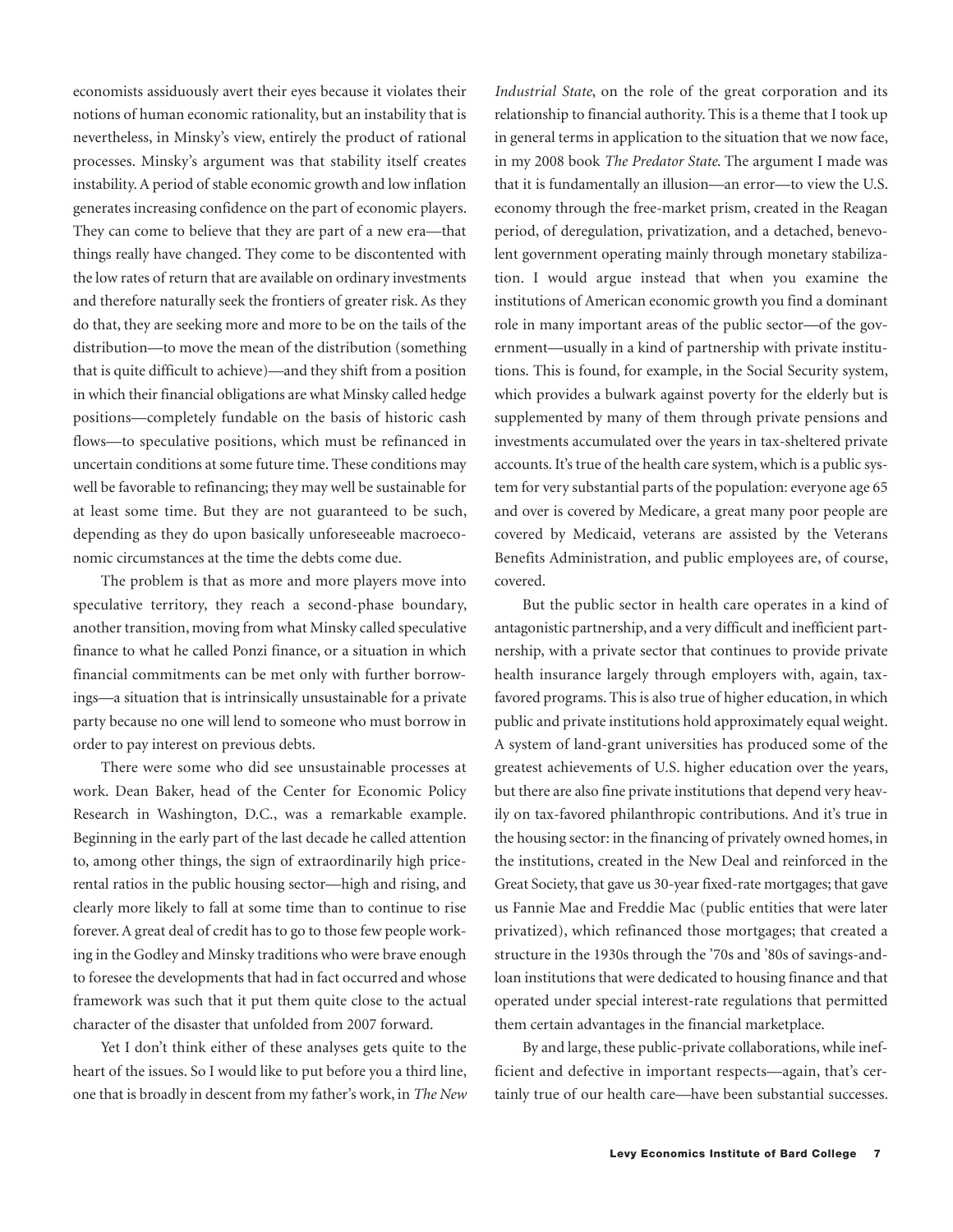economists assiduously avert their eyes because it violates their notions of human economic rationality, but an instability that is nevertheless, in Minsky's view, entirely the product of rational processes. Minsky's argument was that stability itself creates instability. A period of stable economic growth and low inflation generates increasing confidence on the part of economic players. They can come to believe that they are part of a new era—that things really have changed. They come to be discontented with the low rates of return that are available on ordinary investments and therefore naturally seek the frontiers of greater risk. As they do that, they are seeking more and more to be on the tails of the distribution—to move the mean of the distribution (something that is quite difficult to achieve)—and they shift from a position in which their financial obligations are what Minsky called hedge positions—completely fundable on the basis of historic cash flows—to speculative positions, which must be refinanced in uncertain conditions at some future time. These conditions may well be favorable to refinancing; they may well be sustainable for at least some time. But they are not guaranteed to be such, depending as they do upon basically unforeseeable macroeconomic circumstances at the time the debts come due.

The problem is that as more and more players move into speculative territory, they reach a second-phase boundary, another transition, moving from what Minsky called speculative finance to what he called Ponzi finance, or a situation in which financial commitments can be met only with further borrowings—a situation that is intrinsically unsustainable for a private party because no one will lend to someone who must borrow in order to pay interest on previous debts.

There were some who did see unsustainable processes at work. Dean Baker, head of the Center for Economic Policy Research in Washington, D.C., was a remarkable example. Beginning in the early part of the last decade he called attention to, among other things, the sign of extraordinarily high price-rental ratios in the public housing sector—high and rising, and clearly more likely to fall at some time than to continue to rise forever. A great deal of credit has to go to those few people working in the Godley and Minsky traditions who were brave enough to foresee the developments that had in fact occurred and whose framework was such that it put them quite close to the actual character of the disaster that unfolded from 2007 forward.

Yet I don't think either of these analyses gets quite to the heart of the issues. So I would like to put before you a third line, one that is broadly in descent from my father's work, in *The New Industrial State*, on the role of the great corporation and its relationship to financial authority. This is a theme that I took up in general terms in application to the situation that we now face, in my 2008 book *The Predator State*. The argument I made was that it is fundamentally an illusion—an error—to view the U.S. economy through the free-market prism, created in the Reagan period, of deregulation, privatization, and a detached, benevolent government operating mainly through monetary stabilization. I would argue instead that when you examine the institutions of American economic growth you find a dominant role in many important areas of the public sector—of the government—usually in a kind of partnership with private institutions. This is found, for example, in the Social Security system, which provides a bulwark against poverty for the elderly but is supplemented by many of them through private pensions and investments accumulated over the years in tax-sheltered private accounts. It's true of the health care system, which is a public system for very substantial parts of the population: everyone age 65 and over is covered by Medicare, a great many poor people are covered by Medicaid, veterans are assisted by the Veterans Benefits Administration, and public employees are, of course, covered.

But the public sector in health care operates in a kind of antagonistic partnership, and a very difficult and inefficient partnership, with a private sector that continues to provide private health insurance largely through employers with, again, tax-favored programs. This is also true of higher education, in which public and private institutions hold approximately equal weight. A system of land-grant universities has produced some of the greatest achievements of U.S. higher education over the years, but there are also fine private institutions that depend very heavily on tax-favored philanthropic contributions. And it's true in the housing sector: in the financing of privately owned homes, in the institutions, created in the New Deal and reinforced in the Great Society, that gave us 30-year fixed-rate mortgages; that gave us Fannie Mae and Freddie Mac (public entities that were later privatized), which refinanced those mortgages; that created a structure in the 1930s through the '70s and '80s of savings-and-loan institutions that were dedicated to housing finance and that operated under special interest-rate regulations that permitted them certain advantages in the financial marketplace.

By and large, these public-private collaborations, while inefficient and defective in important respects—again, that's certainly true of our health care—have been substantial successes.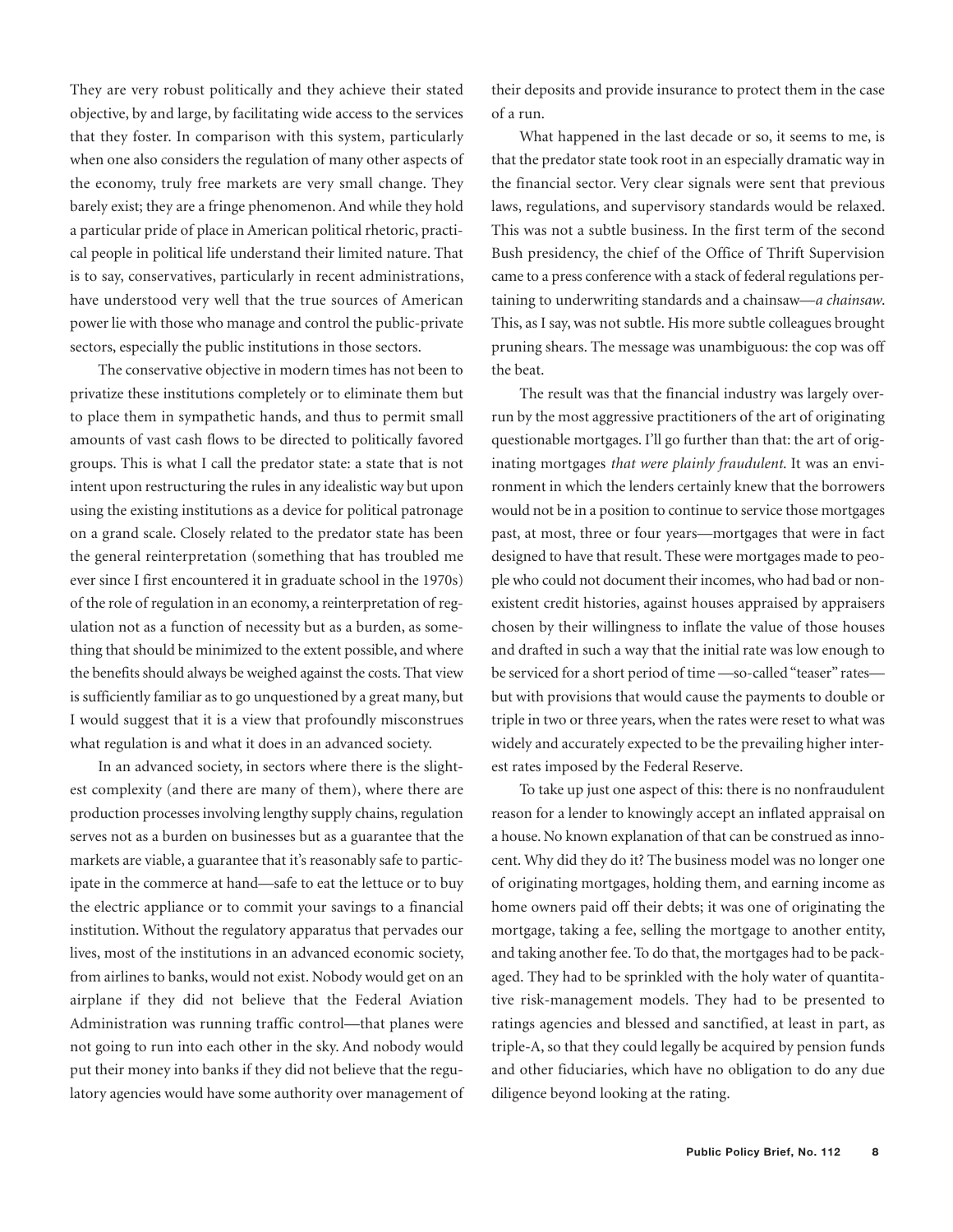They are very robust politically and they achieve their stated objective, by and large, by facilitating wide access to the services that they foster. In comparison with this system, particularly when one also considers the regulation of many other aspects of the economy, truly free markets are very small change. They barely exist; they are a fringe phenomenon. And while they hold a particular pride of place in American political rhetoric, practical people in political life understand their limited nature. That is to say, conservatives, particularly in recent administrations, have understood very well that the true sources of American power lie with those who manage and control the public-private sectors, especially the public institutions in those sectors.

The conservative objective in modern times has not been to privatize these institutions completely or to eliminate them but to place them in sympathetic hands, and thus to permit small amounts of vast cash flows to be directed to politically favored groups. This is what I call the predator state: a state that is not intent upon restructuring the rules in any idealistic way but upon using the existing institutions as a device for political patronage on a grand scale. Closely related to the predator state has been the general reinterpretation (something that has troubled me ever since I first encountered it in graduate school in the 1970s) of the role of regulation in an economy, a reinterpretation of regulation not as a function of necessity but as a burden, as something that should be minimized to the extent possible, and where the benefits should always be weighed against the costs. That view is sufficiently familiar as to go unquestioned by a great many, but I would suggest that it is a view that profoundly misconstrues what regulation is and what it does in an advanced society.

In an advanced society, in sectors where there is the slightest complexity (and there are many of them), where there are production processes involving lengthy supply chains, regulation serves not as a burden on businesses but as a guarantee that the markets are viable, a guarantee that it's reasonably safe to participate in the commerce at hand—safe to eat the lettuce or to buy the electric appliance or to commit your savings to a financial institution. Without the regulatory apparatus that pervades our lives, most of the institutions in an advanced economic society, from airlines to banks, would not exist. Nobody would get on an airplane if they did not believe that the Federal Aviation Administration was running traffic control—that planes were not going to run into each other in the sky. And nobody would put their money into banks if they did not believe that the regulatory agencies would have some authority over management of their deposits and provide insurance to protect them in the case of a run.

What happened in the last decade or so, it seems to me, is that the predator state took root in an especially dramatic way in the financial sector. Very clear signals were sent that previous laws, regulations, and supervisory standards would be relaxed. This was not a subtle business. In the first term of the second Bush presidency, the chief of the Office of Thrift Supervision came to a press conference with a stack of federal regulations pertaining to underwriting standards and a chainsaw—*a chainsaw*. This, as I say, was not subtle. His more subtle colleagues brought pruning shears. The message was unambiguous: the cop was off the beat.

The result was that the financial industry was largely overrun by the most aggressive practitioners of the art of originating questionable mortgages. I'll go further than that: the art of originating mortgages *that were plainly fraudulent*. It was an environment in which the lenders certainly knew that the borrowers would not be in a position to continue to service those mortgages past, at most, three or four years—mortgages that were in fact designed to have that result. These were mortgages made to people who could not document their incomes, who had bad or nonexistent credit histories, against houses appraised by appraisers chosen by their willingness to inflate the value of those houses and drafted in such a way that the initial rate was low enough to be serviced for a short period of time —so-called "teaser" rates—but with provisions that would cause the payments to double or triple in two or three years, when the rates were reset to what was widely and accurately expected to be the prevailing higher interest rates imposed by the Federal Reserve.

To take up just one aspect of this: there is no nonfraudulent reason for a lender to knowingly accept an inflated appraisal on a house. No known explanation of that can be construed as innocent. Why did they do it? The business model was no longer one of originating mortgages, holding them, and earning income as home owners paid off their debts; it was one of originating the mortgage, taking a fee, selling the mortgage to another entity, and taking another fee. To do that, the mortgages had to be packaged. They had to be sprinkled with the holy water of quantitative risk-management models. They had to be presented to ratings agencies and blessed and sanctified, at least in part, as triple-A, so that they could legally be acquired by pension funds and other fiduciaries, which have no obligation to do any due diligence beyond looking at the rating.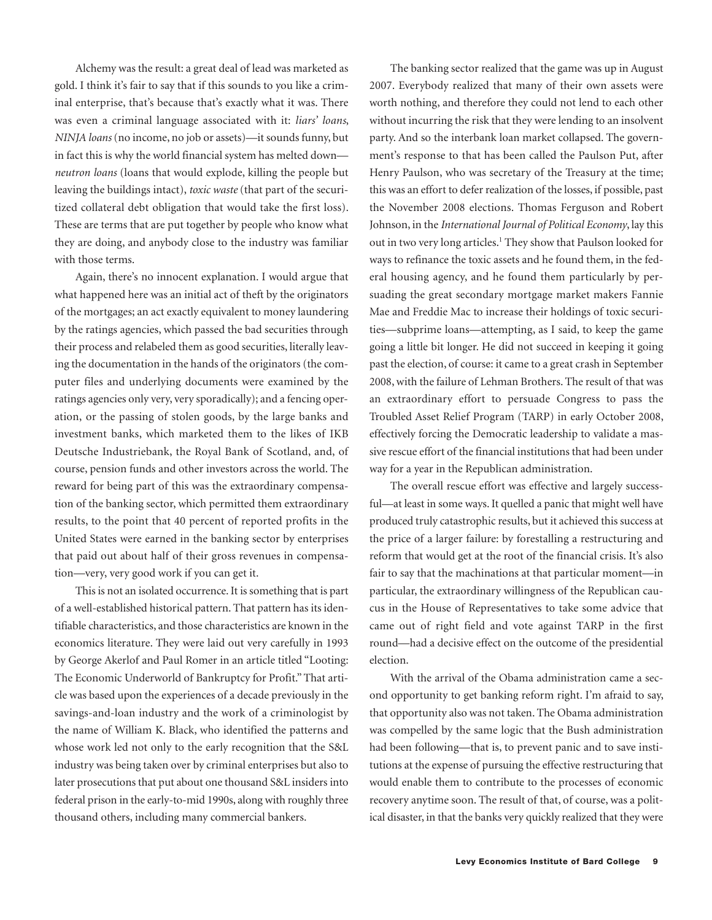Alchemy was the result: a great deal of lead was marketed as gold. I think it's fair to say that if this sounds to you like a criminal enterprise, that's because that's exactly what it was. There was even a criminal language associated with it: *liars' loans*, *NINJA loans* (no income, no job or assets)—it sounds funny, but in fact this is why the world financial system has melted down—*neutron loans* (loans that would explode, killing the people but leaving the buildings intact), *toxic waste* (that part of the securitized collateral debt obligation that would take the first loss). These are terms that are put together by people who know what they are doing, and anybody close to the industry was familiar with those terms.

Again, there's no innocent explanation. I would argue that what happened here was an initial act of theft by the originators of the mortgages; an act exactly equivalent to money laundering by the ratings agencies, which passed the bad securities through their process and relabeled them as good securities, literally leaving the documentation in the hands of the originators (the computer files and underlying documents were examined by the ratings agencies only very, very sporadically); and a fencing operation, or the passing of stolen goods, by the large banks and investment banks, which marketed them to the likes of IKB Deutsche Industriebank, the Royal Bank of Scotland, and, of course, pension funds and other investors across the world. The reward for being part of this was the extraordinary compensation of the banking sector, which permitted them extraordinary results, to the point that 40 percent of reported profits in the United States were earned in the banking sector by enterprises that paid out about half of their gross revenues in compensation—very, very good work if you can get it.

This is not an isolated occurrence. It is something that is part of a well-established historical pattern. That pattern has its identifiable characteristics, and those characteristics are known in the economics literature. They were laid out very carefully in 1993 by George Akerlof and Paul Romer in an article titled "Looting: The Economic Underworld of Bankruptcy for Profit." That article was based upon the experiences of a decade previously in the savings-and-loan industry and the work of a criminologist by the name of William K. Black, who identified the patterns and whose work led not only to the early recognition that the S&L industry was being taken over by criminal enterprises but also to later prosecutions that put about one thousand S&L insiders into federal prison in the early-to-mid 1990s, along with roughly three thousand others, including many commercial bankers.

The banking sector realized that the game was up in August 2007. Everybody realized that many of their own assets were worth nothing, and therefore they could not lend to each other without incurring the risk that they were lending to an insolvent party. And so the interbank loan market collapsed. The government's response to that has been called the Paulson Put, after Henry Paulson, who was secretary of the Treasury at the time; this was an effort to defer realization of the losses, if possible, past the November 2008 elections. Thomas Ferguson and Robert Johnson, in the *International Journal of Political Economy*, lay this out in two very long articles.[1] They show that Paulson looked for ways to refinance the toxic assets and he found them, in the federal housing agency, and he found them particularly by persuading the great secondary mortgage market makers Fannie Mae and Freddie Mac to increase their holdings of toxic securities—subprime loans—attempting, as I said, to keep the game going a little bit longer. He did not succeed in keeping it going past the election, of course: it came to a great crash in September 2008, with the failure of Lehman Brothers. The result of that was an extraordinary effort to persuade Congress to pass the Troubled Asset Relief Program (TARP) in early October 2008, effectively forcing the Democratic leadership to validate a massive rescue effort of the financial institutions that had been under way for a year in the Republican administration.

The overall rescue effort was effective and largely successful—at least in some ways. It quelled a panic that might well have produced truly catastrophic results, but it achieved this success at the price of a larger failure: by forestalling a restructuring and reform that would get at the root of the financial crisis. It's also fair to say that the machinations at that particular moment—in particular, the extraordinary willingness of the Republican caucus in the House of Representatives to take some advice that came out of right field and vote against TARP in the first round—had a decisive effect on the outcome of the presidential election.

With the arrival of the Obama administration came a second opportunity to get banking reform right. I'm afraid to say, that opportunity also was not taken. The Obama administration was compelled by the same logic that the Bush administration had been following—that is, to prevent panic and to save institutions at the expense of pursuing the effective restructuring that would enable them to contribute to the processes of economic recovery anytime soon. The result of that, of course, was a political disaster, in that the banks very quickly realized that they were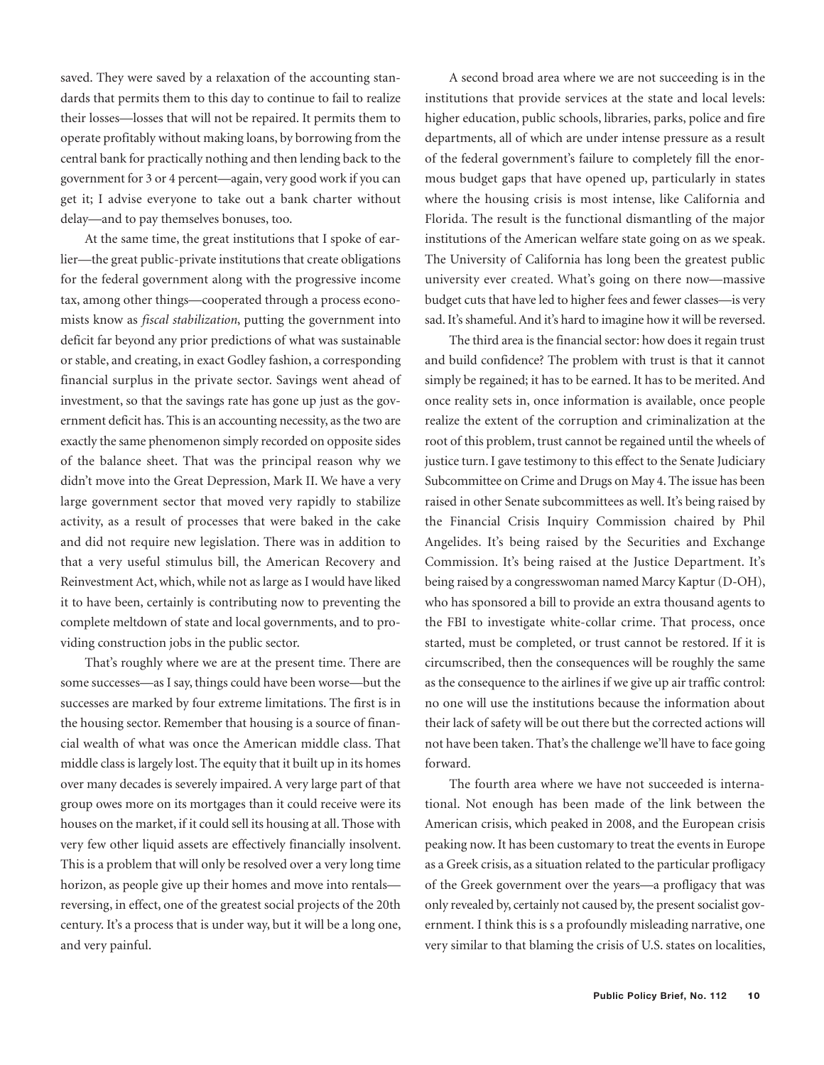saved. They were saved by a relaxation of the accounting standards that permits them to this day to continue to fail to realize their losses—losses that will not be repaired. It permits them to operate profitably without making loans, by borrowing from the central bank for practically nothing and then lending back to the government for 3 or 4 percent—again, very good work if you can get it; I advise everyone to take out a bank charter without delay—and to pay themselves bonuses, too.

At the same time, the great institutions that I spoke of earlier—the great public-private institutions that create obligations for the federal government along with the progressive income tax, among other things—cooperated through a process economists know as *fiscal stabilization*, putting the government into deficit far beyond any prior predictions of what was sustainable or stable, and creating, in exact Godley fashion, a corresponding financial surplus in the private sector. Savings went ahead of investment, so that the savings rate has gone up just as the government deficit has. This is an accounting necessity, as the two are exactly the same phenomenon simply recorded on opposite sides of the balance sheet. That was the principal reason why we didn't move into the Great Depression, Mark II. We have a very large government sector that moved very rapidly to stabilize activity, as a result of processes that were baked in the cake and did not require new legislation. There was in addition to that a very useful stimulus bill, the American Recovery and Reinvestment Act, which, while not as large as I would have liked it to have been, certainly is contributing now to preventing the complete meltdown of state and local governments, and to providing construction jobs in the public sector.

That's roughly where we are at the present time. There are some successes—as I say, things could have been worse—but the successes are marked by four extreme limitations. The first is in the housing sector. Remember that housing is a source of financial wealth of what was once the American middle class. That middle class is largely lost. The equity that it built up in its homes over many decades is severely impaired. A very large part of that group owes more on its mortgages than it could receive were its houses on the market, if it could sell its housing at all. Those with very few other liquid assets are effectively financially insolvent. This is a problem that will only be resolved over a very long time horizon, as people give up their homes and move into rentals—reversing, in effect, one of the greatest social projects of the 20th century. It's a process that is under way, but it will be a long one, and very painful.

A second broad area where we are not succeeding is in the institutions that provide services at the state and local levels: higher education, public schools, libraries, parks, police and fire departments, all of which are under intense pressure as a result of the federal government's failure to completely fill the enormous budget gaps that have opened up, particularly in states where the housing crisis is most intense, like California and Florida. The result is the functional dismantling of the major institutions of the American welfare state going on as we speak. The University of California has long been the greatest public university ever created. What's going on there now—massive budget cuts that have led to higher fees and fewer classes—is very sad. It's shameful. And it's hard to imagine how it will be reversed.

The third area is the financial sector: how does it regain trust and build confidence? The problem with trust is that it cannot simply be regained; it has to be earned. It has to be merited. And once reality sets in, once information is available, once people realize the extent of the corruption and criminalization at the root of this problem, trust cannot be regained until the wheels of justice turn. I gave testimony to this effect to the Senate Judiciary Subcommittee on Crime and Drugs on May 4. The issue has been raised in other Senate subcommittees as well. It's being raised by the Financial Crisis Inquiry Commission chaired by Phil Angelides. It's being raised by the Securities and Exchange Commission. It's being raised at the Justice Department. It's being raised by a congresswoman named Marcy Kaptur (D-OH), who has sponsored a bill to provide an extra thousand agents to the FBI to investigate white-collar crime. That process, once started, must be completed, or trust cannot be restored. If it is circumscribed, then the consequences will be roughly the same as the consequence to the airlines if we give up air traffic control: no one will use the institutions because the information about their lack of safety will be out there but the corrected actions will not have been taken. That's the challenge we'll have to face going forward.

The fourth area where we have not succeeded is international. Not enough has been made of the link between the American crisis, which peaked in 2008, and the European crisis peaking now. It has been customary to treat the events in Europe as a Greek crisis, as a situation related to the particular profligacy of the Greek government over the years—a profligacy that was only revealed by, certainly not caused by, the present socialist government. I think this is s a profoundly misleading narrative, one very similar to that blaming the crisis of U.S. states on localities,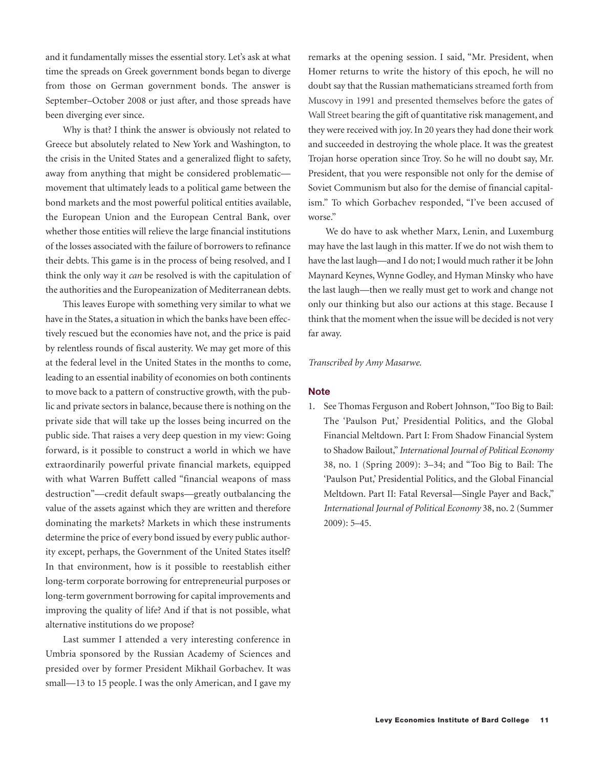and it fundamentally misses the essential story. Let's ask at what time the spreads on Greek government bonds began to diverge from those on German government bonds. The answer is September–October 2008 or just after, and those spreads have been diverging ever since.

Why is that? I think the answer is obviously not related to Greece but absolutely related to New York and Washington, to the crisis in the United States and a generalized flight to safety, away from anything that might be considered problematic—movement that ultimately leads to a political game between the bond markets and the most powerful political entities available, the European Union and the European Central Bank, over whether those entities will relieve the large financial institutions of the losses associated with the failure of borrowers to refinance their debts. This game is in the process of being resolved, and I think the only way it *can* be resolved is with the capitulation of the authorities and the Europeanization of Mediterranean debts.

This leaves Europe with something very similar to what we have in the States, a situation in which the banks have been effectively rescued but the economies have not, and the price is paid by relentless rounds of fiscal austerity. We may get more of this at the federal level in the United States in the months to come, leading to an essential inability of economies on both continents to move back to a pattern of constructive growth, with the public and private sectors in balance, because there is nothing on the private side that will take up the losses being incurred on the public side. That raises a very deep question in my view: Going forward, is it possible to construct a world in which we have extraordinarily powerful private financial markets, equipped with what Warren Buffett called "financial weapons of mass destruction"—credit default swaps—greatly outbalancing the value of the assets against which they are written and therefore dominating the markets? Markets in which these instruments determine the price of every bond issued by every public authority except, perhaps, the Government of the United States itself? In that environment, how is it possible to reestablish either long-term corporate borrowing for entrepreneurial purposes or long-term government borrowing for capital improvements and improving the quality of life? And if that is not possible, what alternative institutions do we propose?

Last summer I attended a very interesting conference in Umbria sponsored by the Russian Academy of Sciences and presided over by former President Mikhail Gorbachev. It was small—13 to 15 people. I was the only American, and I gave my remarks at the opening session. I said, "Mr. President, when Homer returns to write the history of this epoch, he will no doubt say that the Russian mathematicians streamed forth from Muscovy in 1991 and presented themselves before the gates of Wall Street bearing the gift of quantitative risk management, and they were received with joy. In 20 years they had done their work and succeeded in destroying the whole place. It was the greatest Trojan horse operation since Troy. So he will no doubt say, Mr. President, that you were responsible not only for the demise of Soviet Communism but also for the demise of financial capitalism." To which Gorbachev responded, "I've been accused of worse."

We do have to ask whether Marx, Lenin, and Luxemburg may have the last laugh in this matter. If we do not wish them to have the last laugh—and I do not; I would much rather it be John Maynard Keynes, Wynne Godley, and Hyman Minsky who have the last laugh—then we really must get to work and change not only our thinking but also our actions at this stage. Because I think that the moment when the issue will be decided is not very far away.

*Transcribed by Amy Masarwe.*

## Note

1. See Thomas Ferguson and Robert Johnson, "Too Big to Bail: The 'Paulson Put,' Presidential Politics, and the Global Financial Meltdown. Part I: From Shadow Financial System to Shadow Bailout," *International Journal of Political Economy* 38, no. 1 (Spring 2009): 3–34; and "Too Big to Bail: The 'Paulson Put,' Presidential Politics, and the Global Financial Meltdown. Part II: Fatal Reversal—Single Payer and Back," *International Journal of Political Economy* 38, no. 2 (Summer 2009): 5–45.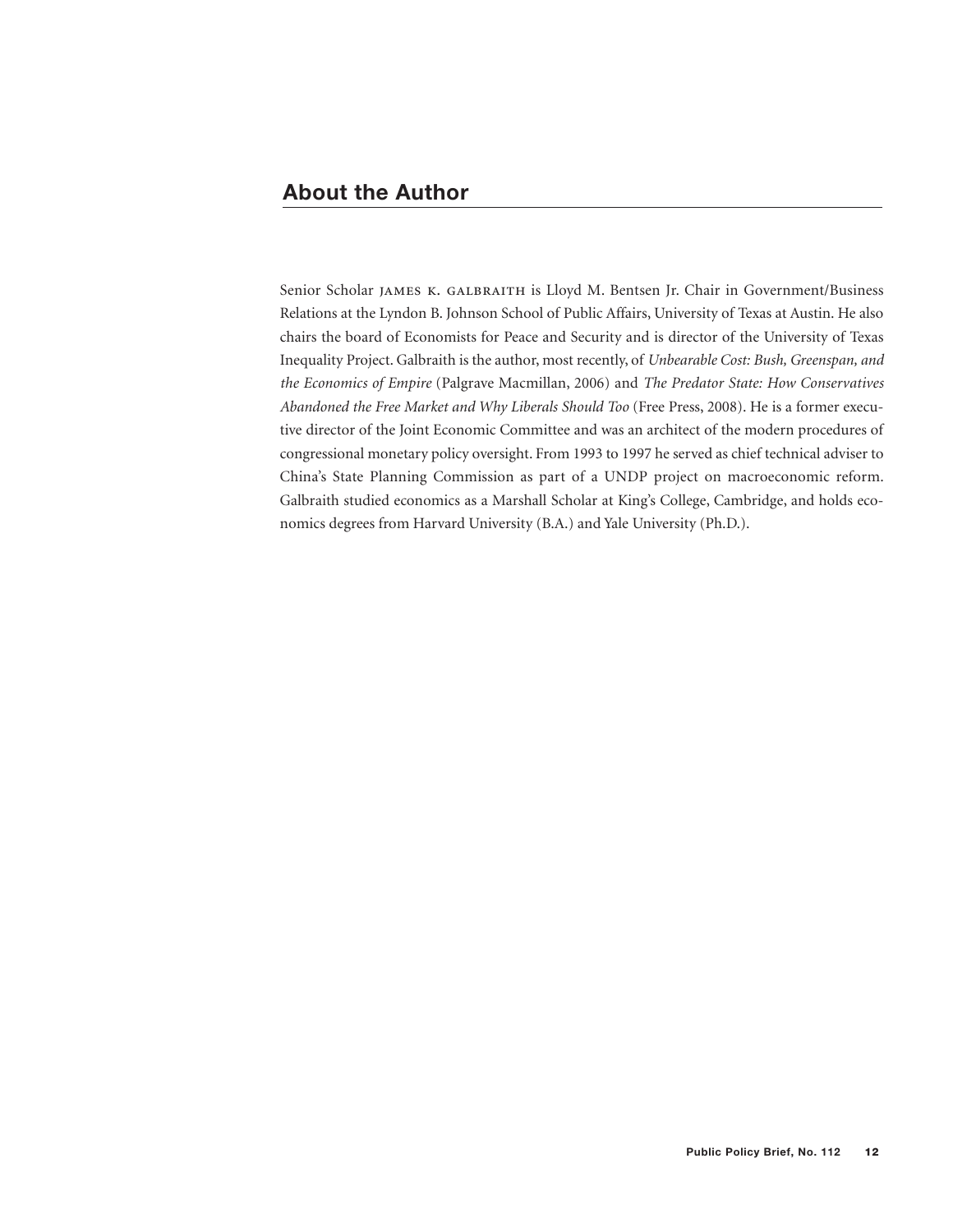## About the Author

Senior Scholar JAMES K. GALBRAITH is Lloyd M. Bentsen Jr. Chair in Government/Business Relations at the Lyndon B. Johnson School of Public Affairs, University of Texas at Austin. He also chairs the board of Economists for Peace and Security and is director of the University of Texas Inequality Project. Galbraith is the author, most recently, of *Unbearable Cost: Bush, Greenspan, and the Economics of Empire* (Palgrave Macmillan, 2006) and *The Predator State: How Conservatives Abandoned the Free Market and Why Liberals Should Too* (Free Press, 2008). He is a former executive director of the Joint Economic Committee and was an architect of the modern procedures of congressional monetary policy oversight. From 1993 to 1997 he served as chief technical adviser to China's State Planning Commission as part of a UNDP project on macroeconomic reform. Galbraith studied economics as a Marshall Scholar at King's College, Cambridge, and holds economics degrees from Harvard University (B.A.) and Yale University (Ph.D.).